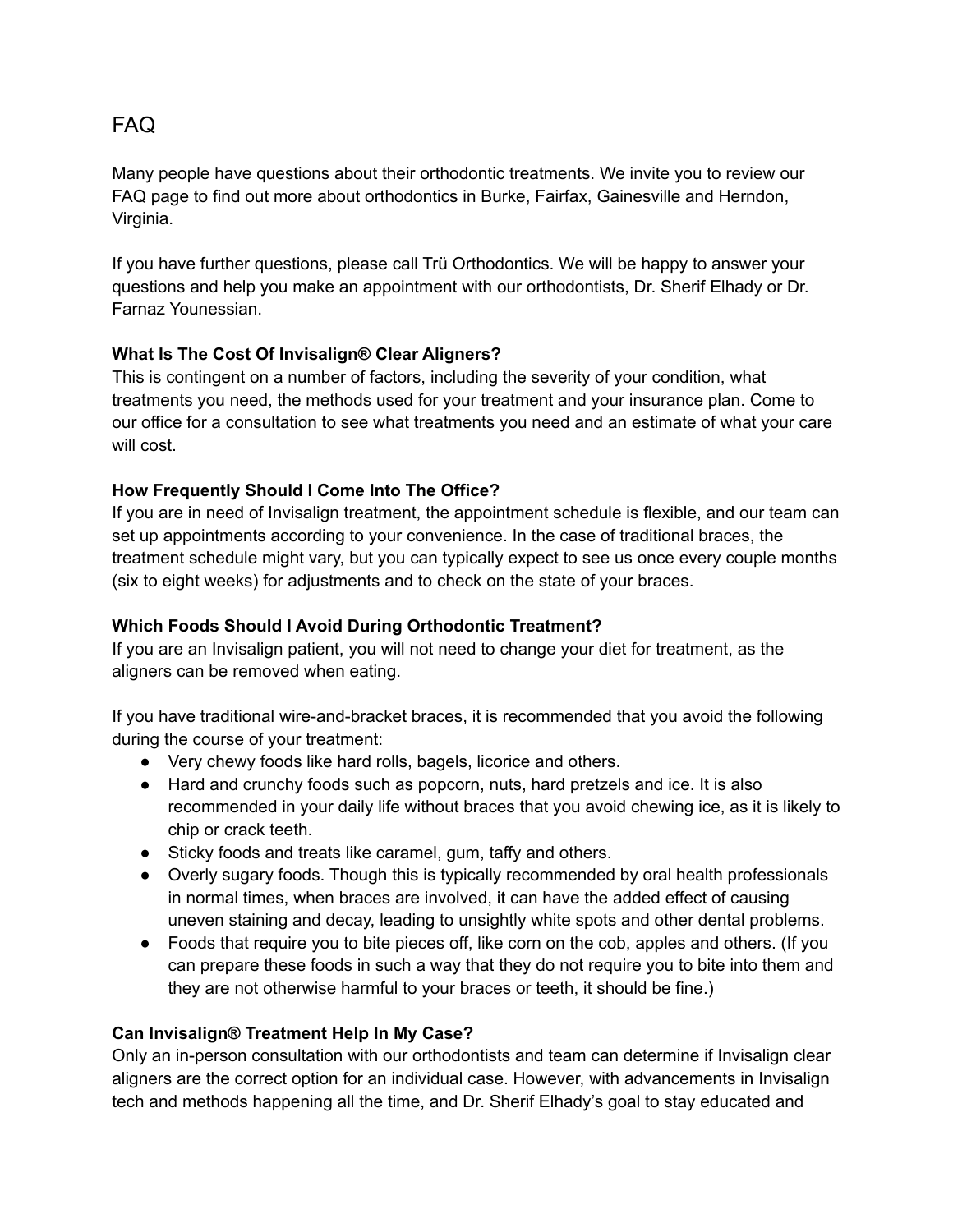# FAQ

Many people have questions about their orthodontic treatments. We invite you to review our FAQ page to find out more about orthodontics in Burke, Fairfax, Gainesville and Herndon, Virginia.

If you have further questions, please call Trü Orthodontics. We will be happy to answer your questions and help you make an appointment with our orthodontists, Dr. Sherif Elhady or Dr. Farnaz Younessian.

**What Is The Cost Of Invisalign® Clear Aligners?**

This is contingent on a number of factors, including the severity of your condition, what treatments you need, the methods used for your treatment and your insurance plan. Come to our office for a consultation to see what treatments you need and an estimate of what your care will cost.

**How Frequently Should I Come Into The Office?**

If you are in need of Invisalign treatment, the appointment schedule is flexible, and our team can set up appointments according to your convenience. In the case of traditional braces, the treatment schedule might vary, but you can typically expect to see us once every couple months (six to eight weeks) for adjustments and to check on the state of your braces.

**Which Foods Should I Avoid During Orthodontic Treatment?**

If you are an Invisalign patient, you will not need to change your diet for treatment, as the aligners can be removed when eating.

If you have traditional wire-and-bracket braces, it is recommended that you avoid the following during the course of your treatment:

- Very chewy foods like hard rolls, bagels, licorice and others.
- Hard and crunchy foods such as popcorn, nuts, hard pretzels and ice. It is also recommended in your daily life without braces that you avoid chewing ice, as it is likely to chip or crack teeth.
- Sticky foods and treats like caramel, gum, taffy and others.
- Overly sugary foods. Though this is typically recommended by oral health professionals in normal times, when braces are involved, it can have the added effect of causing uneven staining and decay, leading to unsightly white spots and other dental problems.
- Foods that require you to bite pieces off, like corn on the cob, apples and others. (If you can prepare these foods in such a way that they do not require you to bite into them and they are not otherwise harmful to your braces or teeth, it should be fine.)

**Can Invisalign® Treatment Help In My Case?**

Only an in-person consultation with our orthodontists and team can determine if Invisalign clear aligners are the correct option for an individual case. However, with advancements in Invisalign tech and methods happening all the time, and Dr. Sherif Elhady's goal to stay educated and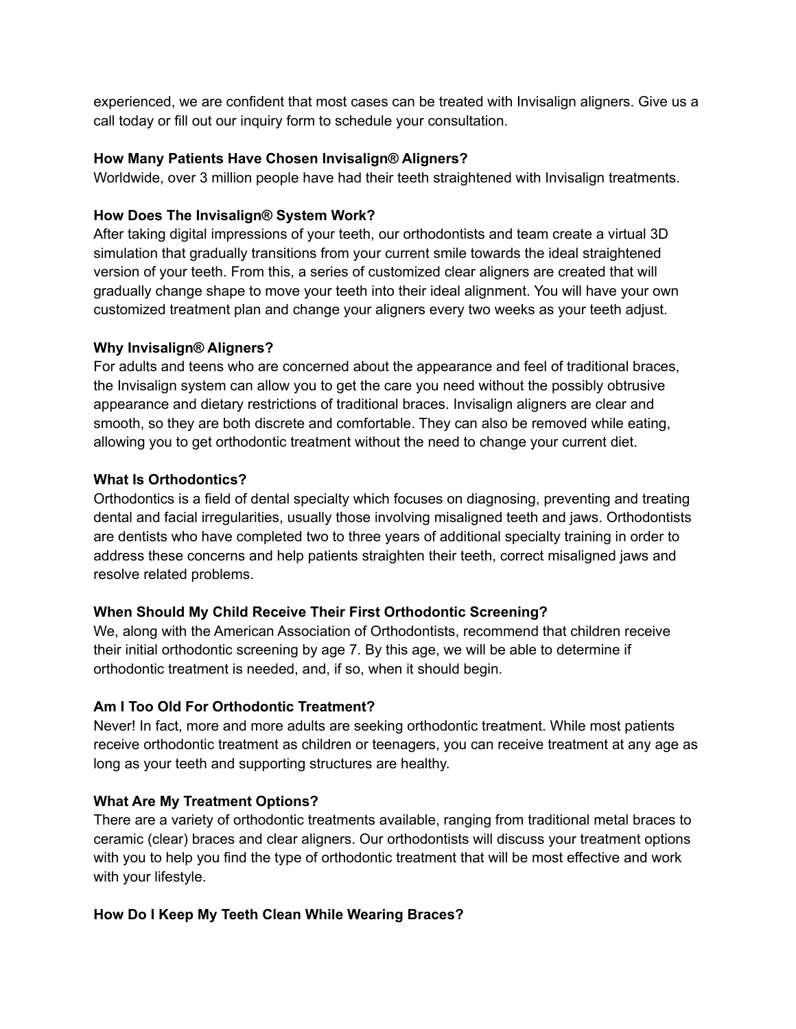experienced, we are confident that most cases can be treated with Invisalign aligners. Give us a call today or fill out our inquiry form to schedule your consultation.

**How Many Patients Have Chosen Invisalign® Aligners?**

Worldwide, over 3 million people have had their teeth straightened with Invisalign treatments.

**How Does The Invisalign® System Work?**

After taking digital impressions of your teeth, our orthodontists and team create a virtual 3D simulation that gradually transitions from your current smile towards the ideal straightened version of your teeth. From this, a series of customized clear aligners are created that will gradually change shape to move your teeth into their ideal alignment. You will have your own customized treatment plan and change your aligners every two weeks as your teeth adjust.

**Why Invisalign® Aligners?**

For adults and teens who are concerned about the appearance and feel of traditional braces, the Invisalign system can allow you to get the care you need without the possibly obtrusive appearance and dietary restrictions of traditional braces. Invisalign aligners are clear and smooth, so they are both discrete and comfortable. They can also be removed while eating, allowing you to get orthodontic treatment without the need to change your current diet.

**What Is Orthodontics?**

Orthodontics is a field of dental specialty which focuses on diagnosing, preventing and treating dental and facial irregularities, usually those involving misaligned teeth and jaws. Orthodontists are dentists who have completed two to three years of additional specialty training in order to address these concerns and help patients straighten their teeth, correct misaligned jaws and resolve related problems.

**When Should My Child Receive Their First Orthodontic Screening?**

We, along with the American Association of Orthodontists, recommend that children receive their initial orthodontic screening by age 7. By this age, we will be able to determine if orthodontic treatment is needed, and, if so, when it should begin.

**Am I Too Old For Orthodontic Treatment?**

Never! In fact, more and more adults are seeking orthodontic treatment. While most patients receive orthodontic treatment as children or teenagers, you can receive treatment at any age as long as your teeth and supporting structures are healthy.

**What Are My Treatment Options?**

There are a variety of orthodontic treatments available, ranging from traditional metal braces to ceramic (clear) braces and clear aligners. Our orthodontists will discuss your treatment options with you to help you find the type of orthodontic treatment that will be most effective and work with your lifestyle.

**How Do I Keep My Teeth Clean While Wearing Braces?**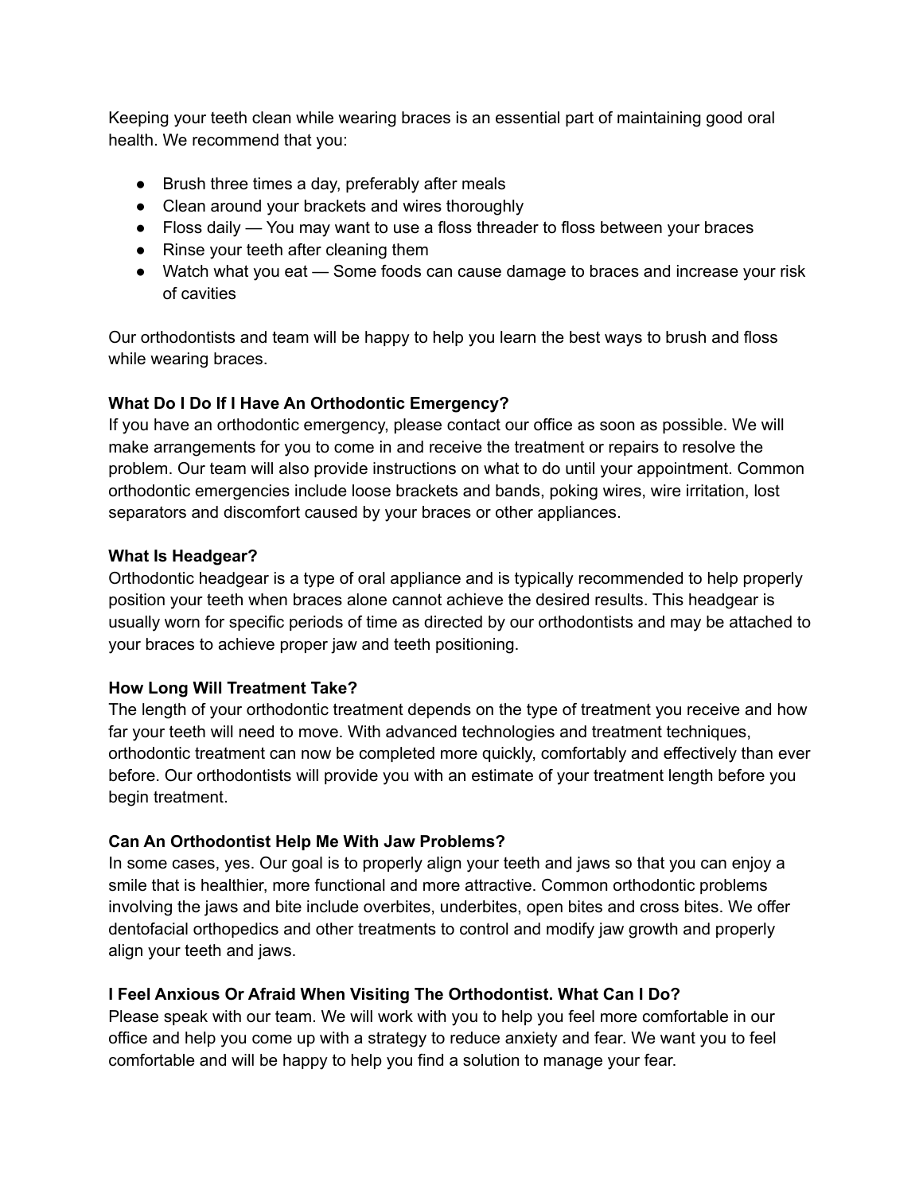Keeping your teeth clean while wearing braces is an essential part of maintaining good oral health. We recommend that you:

- Brush three times a day, preferably after meals
- Clean around your brackets and wires thoroughly
- Floss daily — You may want to use a floss threader to floss between your braces
- Rinse your teeth after cleaning them
- Watch what you eat — Some foods can cause damage to braces and increase your risk of cavities

Our orthodontists and team will be happy to help you learn the best ways to brush and floss while wearing braces.

**What Do I Do If I Have An Orthodontic Emergency?**
If you have an orthodontic emergency, please contact our office as soon as possible. We will make arrangements for you to come in and receive the treatment or repairs to resolve the problem. Our team will also provide instructions on what to do until your appointment. Common orthodontic emergencies include loose brackets and bands, poking wires, wire irritation, lost separators and discomfort caused by your braces or other appliances.

**What Is Headgear?**
Orthodontic headgear is a type of oral appliance and is typically recommended to help properly position your teeth when braces alone cannot achieve the desired results. This headgear is usually worn for specific periods of time as directed by our orthodontists and may be attached to your braces to achieve proper jaw and teeth positioning.

**How Long Will Treatment Take?**
The length of your orthodontic treatment depends on the type of treatment you receive and how far your teeth will need to move. With advanced technologies and treatment techniques, orthodontic treatment can now be completed more quickly, comfortably and effectively than ever before. Our orthodontists will provide you with an estimate of your treatment length before you begin treatment.

**Can An Orthodontist Help Me With Jaw Problems?**
In some cases, yes. Our goal is to properly align your teeth and jaws so that you can enjoy a smile that is healthier, more functional and more attractive. Common orthodontic problems involving the jaws and bite include overbites, underbites, open bites and cross bites. We offer dentofacial orthopedics and other treatments to control and modify jaw growth and properly align your teeth and jaws.

**I Feel Anxious Or Afraid When Visiting The Orthodontist. What Can I Do?**
Please speak with our team. We will work with you to help you feel more comfortable in our office and help you come up with a strategy to reduce anxiety and fear. We want you to feel comfortable and will be happy to help you find a solution to manage your fear.